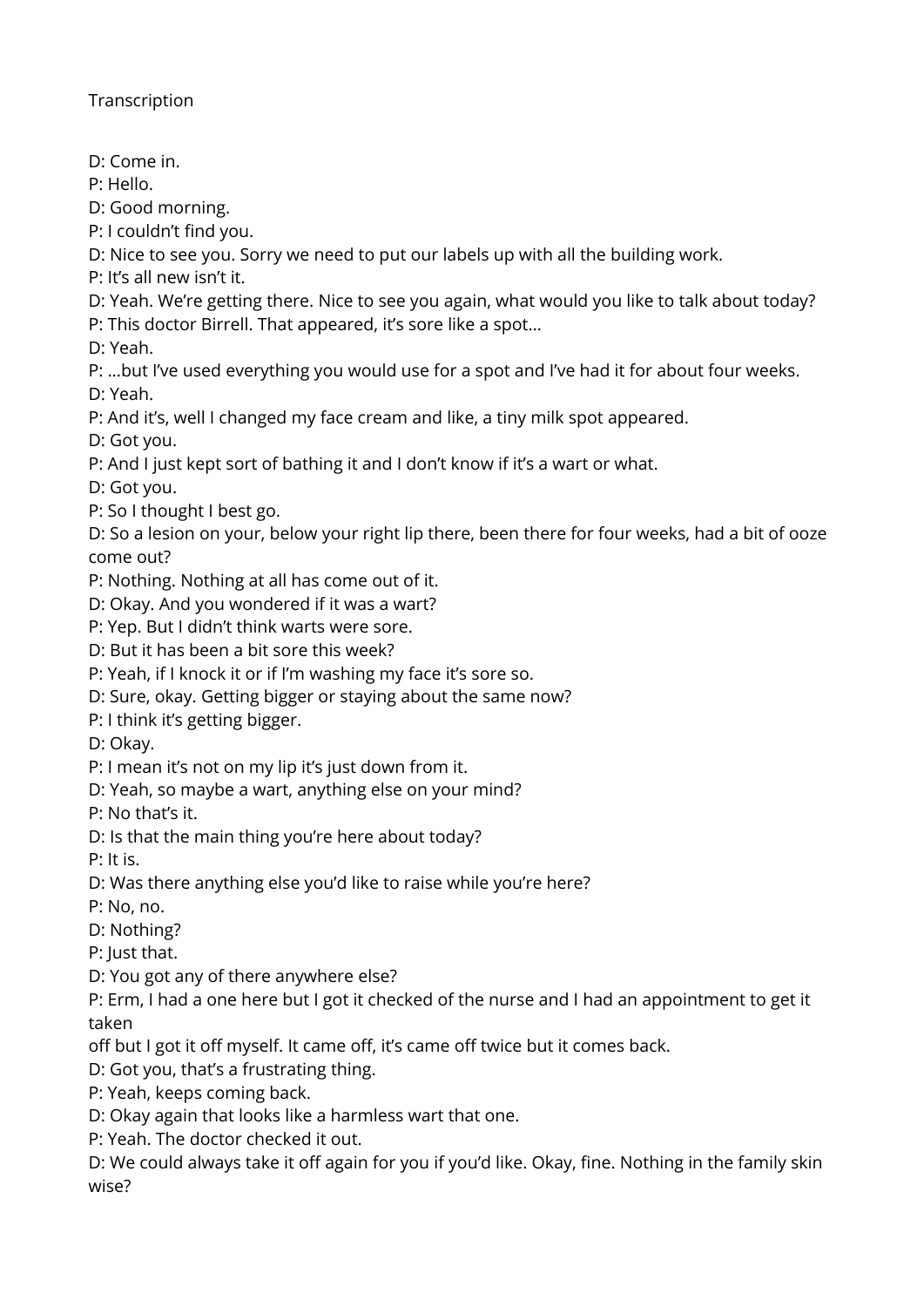Transcription

D: Come in.

P: Hello.

D: Good morning.

P: I couldn't find you.

D: Nice to see you. Sorry we need to put our labels up with all the building work.

P: It's all new isn't it.

D: Yeah. We're getting there. Nice to see you again, what would you like to talk about today?

P: This doctor Birrell. That appeared, it's sore like a spot…

D: Yeah.

P: …but I've used everything you would use for a spot and I've had it for about four weeks.

D: Yeah.

P: And it's, well I changed my face cream and like, a tiny milk spot appeared.

D: Got you.

P: And I just kept sort of bathing it and I don't know if it's a wart or what.

D: Got you.

P: So I thought I best go.

D: So a lesion on your, below your right lip there, been there for four weeks, had a bit of ooze come out?

P: Nothing. Nothing at all has come out of it.

D: Okay. And you wondered if it was a wart?

P: Yep. But I didn't think warts were sore.

D: But it has been a bit sore this week?

P: Yeah, if I knock it or if I'm washing my face it's sore so.

D: Sure, okay. Getting bigger or staying about the same now?

P: I think it's getting bigger.

D: Okay.

P: I mean it's not on my lip it's just down from it.

D: Yeah, so maybe a wart, anything else on your mind?

P: No that's it.

D: Is that the main thing you're here about today?

P: It is.

D: Was there anything else you'd like to raise while you're here?

P: No, no.

D: Nothing?

P: Just that.

D: You got any of there anywhere else?

P: Erm, I had a one here but I got it checked of the nurse and I had an appointment to get it taken
off but I got it off myself. It came off, it's came off twice but it comes back.

D: Got you, that's a frustrating thing.

P: Yeah, keeps coming back.

D: Okay again that looks like a harmless wart that one.

P: Yeah. The doctor checked it out.

D: We could always take it off again for you if you'd like. Okay, fine. Nothing in the family skin wise?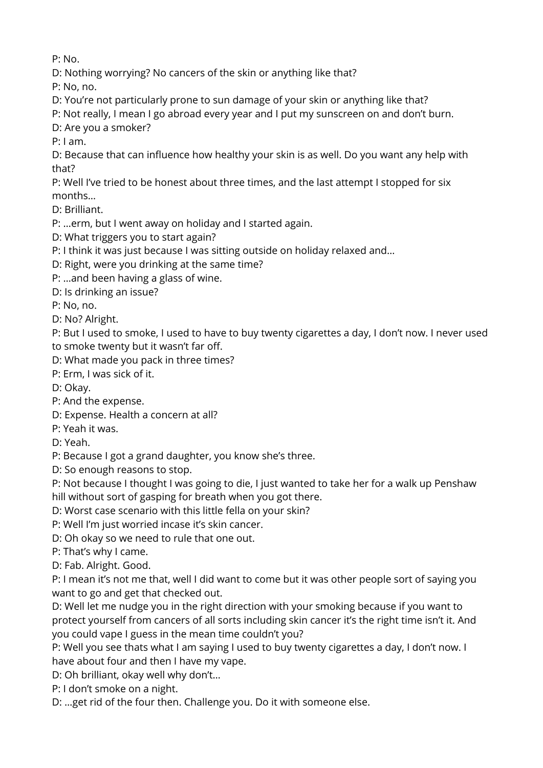P: No.

D: Nothing worrying? No cancers of the skin or anything like that?

P: No, no.

D: You're not particularly prone to sun damage of your skin or anything like that?

P: Not really, I mean I go abroad every year and I put my sunscreen on and don't burn.

D: Are you a smoker?

P: I am.

D: Because that can influence how healthy your skin is as well. Do you want any help with that?

P: Well I've tried to be honest about three times, and the last attempt I stopped for six months…

D: Brilliant.

P: …erm, but I went away on holiday and I started again.

D: What triggers you to start again?

P: I think it was just because I was sitting outside on holiday relaxed and…

D: Right, were you drinking at the same time?

P: …and been having a glass of wine.

D: Is drinking an issue?

P: No, no.

D: No? Alright.

P: But I used to smoke, I used to have to buy twenty cigarettes a day, I don't now. I never used to smoke twenty but it wasn't far off.

D: What made you pack in three times?

P: Erm, I was sick of it.

D: Okay.

P: And the expense.

D: Expense. Health a concern at all?

P: Yeah it was.

D: Yeah.

P: Because I got a grand daughter, you know she's three.

D: So enough reasons to stop.

P: Not because I thought I was going to die, I just wanted to take her for a walk up Penshaw hill without sort of gasping for breath when you got there.

D: Worst case scenario with this little fella on your skin?

P: Well I'm just worried incase it's skin cancer.

D: Oh okay so we need to rule that one out.

P: That's why I came.

D: Fab. Alright. Good.

P: I mean it's not me that, well I did want to come but it was other people sort of saying you want to go and get that checked out.

D: Well let me nudge you in the right direction with your smoking because if you want to protect yourself from cancers of all sorts including skin cancer it's the right time isn't it. And you could vape I guess in the mean time couldn't you?

P: Well you see thats what I am saying I used to buy twenty cigarettes a day, I don't now. I have about four and then I have my vape.

D: Oh brilliant, okay well why don't…

P: I don't smoke on a night.

D: …get rid of the four then. Challenge you. Do it with someone else.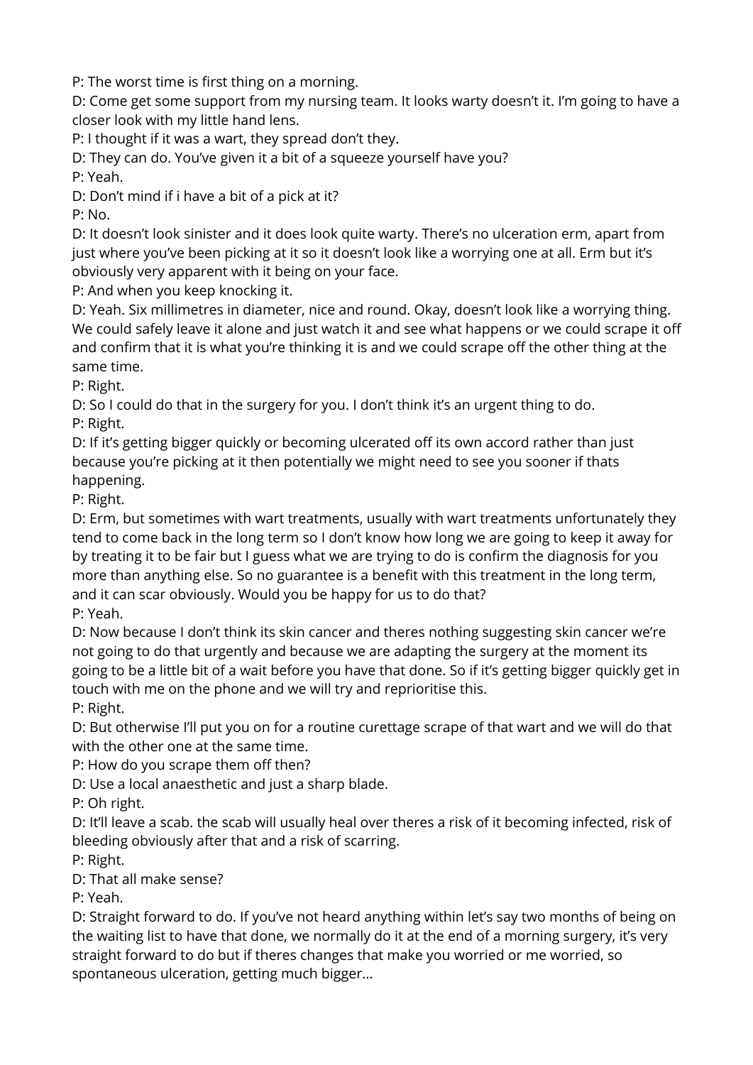P: The worst time is first thing on a morning.

D: Come get some support from my nursing team. It looks warty doesn't it. I'm going to have a closer look with my little hand lens.

P: I thought if it was a wart, they spread don't they.

D: They can do. You've given it a bit of a squeeze yourself have you?

P: Yeah.

D: Don't mind if i have a bit of a pick at it?

P: No.

D: It doesn't look sinister and it does look quite warty. There's no ulceration erm, apart from just where you've been picking at it so it doesn't look like a worrying one at all. Erm but it's obviously very apparent with it being on your face.

P: And when you keep knocking it.

D: Yeah. Six millimetres in diameter, nice and round. Okay, doesn't look like a worrying thing. We could safely leave it alone and just watch it and see what happens or we could scrape it off and confirm that it is what you're thinking it is and we could scrape off the other thing at the same time.

P: Right.

D: So I could do that in the surgery for you. I don't think it's an urgent thing to do.

P: Right.

D: If it's getting bigger quickly or becoming ulcerated off its own accord rather than just because you're picking at it then potentially we might need to see you sooner if thats happening.

P: Right.

D: Erm, but sometimes with wart treatments, usually with wart treatments unfortunately they tend to come back in the long term so I don't know how long we are going to keep it away for by treating it to be fair but I guess what we are trying to do is confirm the diagnosis for you more than anything else. So no guarantee is a benefit with this treatment in the long term, and it can scar obviously. Would you be happy for us to do that?

P: Yeah.

D: Now because I don't think its skin cancer and theres nothing suggesting skin cancer we're not going to do that urgently and because we are adapting the surgery at the moment its going to be a little bit of a wait before you have that done. So if it's getting bigger quickly get in touch with me on the phone and we will try and reprioritise this.

P: Right.

D: But otherwise I'll put you on for a routine curettage scrape of that wart and we will do that with the other one at the same time.

P: How do you scrape them off then?

D: Use a local anaesthetic and just a sharp blade.

P: Oh right.

D: It'll leave a scab. the scab will usually heal over theres a risk of it becoming infected, risk of bleeding obviously after that and a risk of scarring.

P: Right.

D: That all make sense?

P: Yeah.

D: Straight forward to do. If you've not heard anything within let's say two months of being on the waiting list to have that done, we normally do it at the end of a morning surgery, it's very straight forward to do but if theres changes that make you worried or me worried, so spontaneous ulceration, getting much bigger...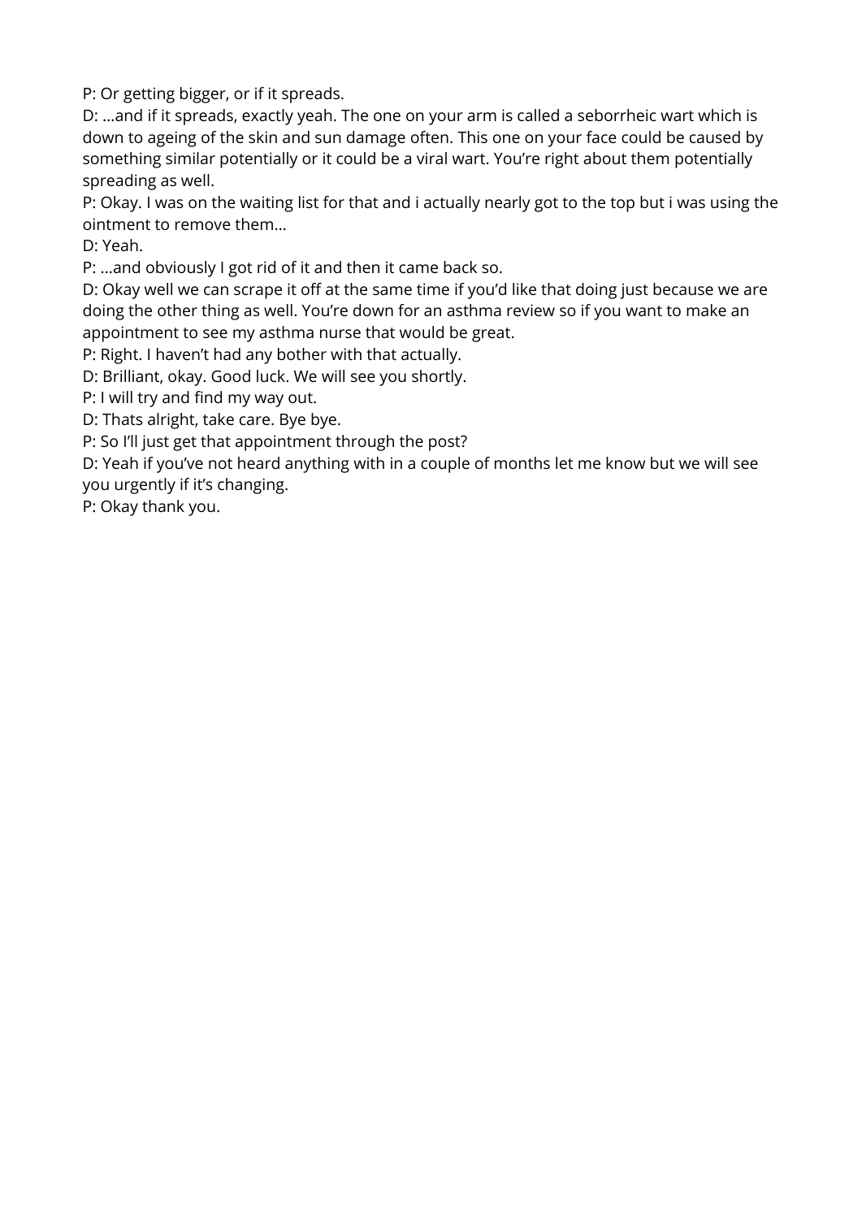P: Or getting bigger, or if it spreads.

D: ...and if it spreads, exactly yeah. The one on your arm is called a seborrheic wart which is down to ageing of the skin and sun damage often. This one on your face could be caused by something similar potentially or it could be a viral wart. You're right about them potentially spreading as well.

P: Okay. I was on the waiting list for that and i actually nearly got to the top but i was using the ointment to remove them...

D: Yeah.

P: ...and obviously I got rid of it and then it came back so.

D: Okay well we can scrape it off at the same time if you'd like that doing just because we are doing the other thing as well. You're down for an asthma review so if you want to make an appointment to see my asthma nurse that would be great.

P: Right. I haven't had any bother with that actually.

D: Brilliant, okay. Good luck. We will see you shortly.

P: I will try and find my way out.

D: Thats alright, take care. Bye bye.

P: So I'll just get that appointment through the post?

D: Yeah if you've not heard anything with in a couple of months let me know but we will see you urgently if it's changing.

P: Okay thank you.